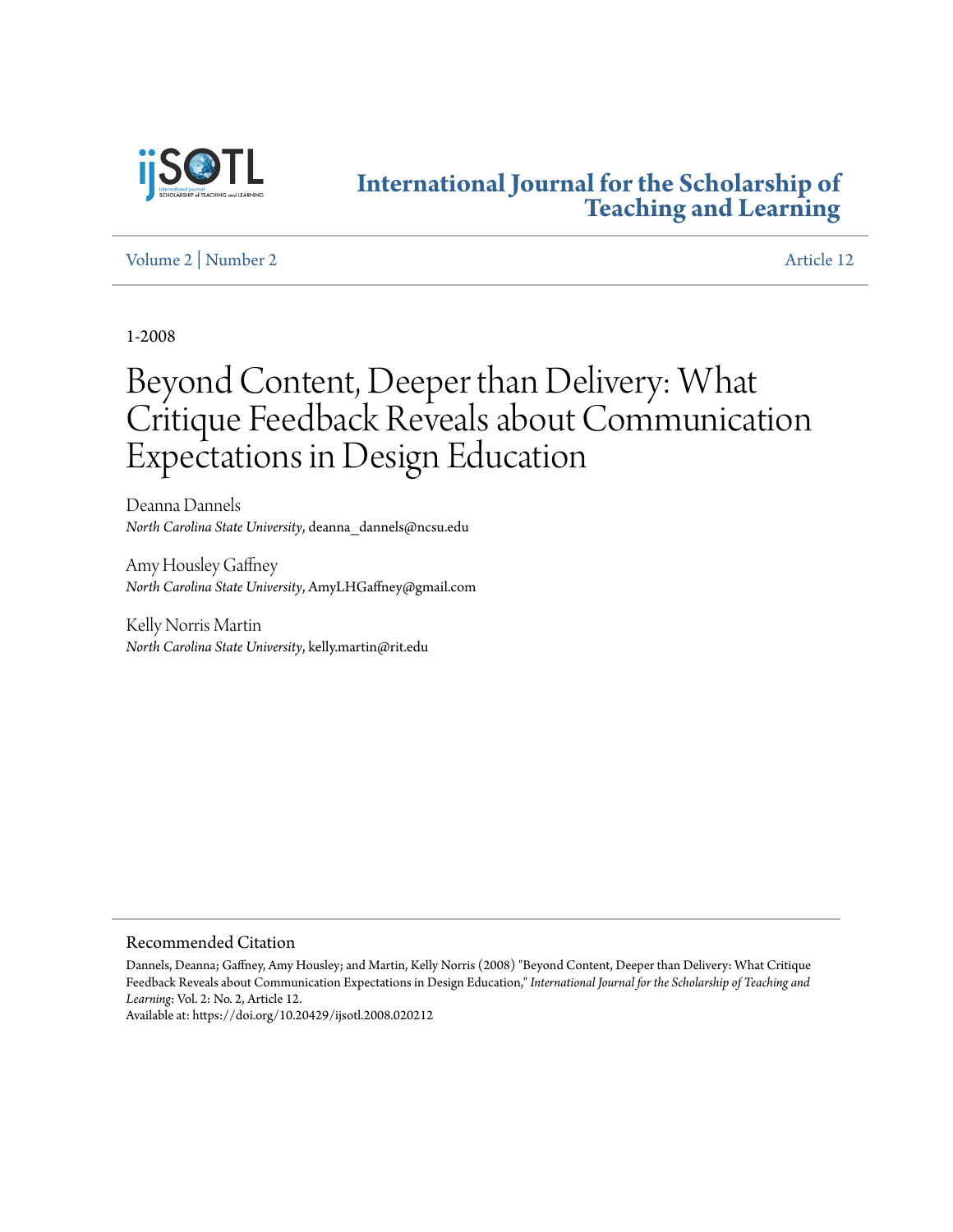# International Journal for the Scholarship of Teaching and Learning

Volume 2 | Number 2 Article 12

1-2008

# Beyond Content, Deeper than Delivery: What Critique Feedback Reveals about Communication Expectations in Design Education

Deanna Dannels
*North Carolina State University*, deanna_dannels@ncsu.edu

Amy Housley Gaffney
*North Carolina State University*, AmyLHGaffney@gmail.com

Kelly Norris Martin
*North Carolina State University*, kelly.martin@rit.edu

## Recommended Citation

Dannels, Deanna; Gaffney, Amy Housley; and Martin, Kelly Norris (2008) "Beyond Content, Deeper than Delivery: What Critique Feedback Reveals about Communication Expectations in Design Education," *International Journal for the Scholarship of Teaching and Learning*: Vol. 2: No. 2, Article 12.
Available at: https://doi.org/10.20429/ijsotl.2008.020212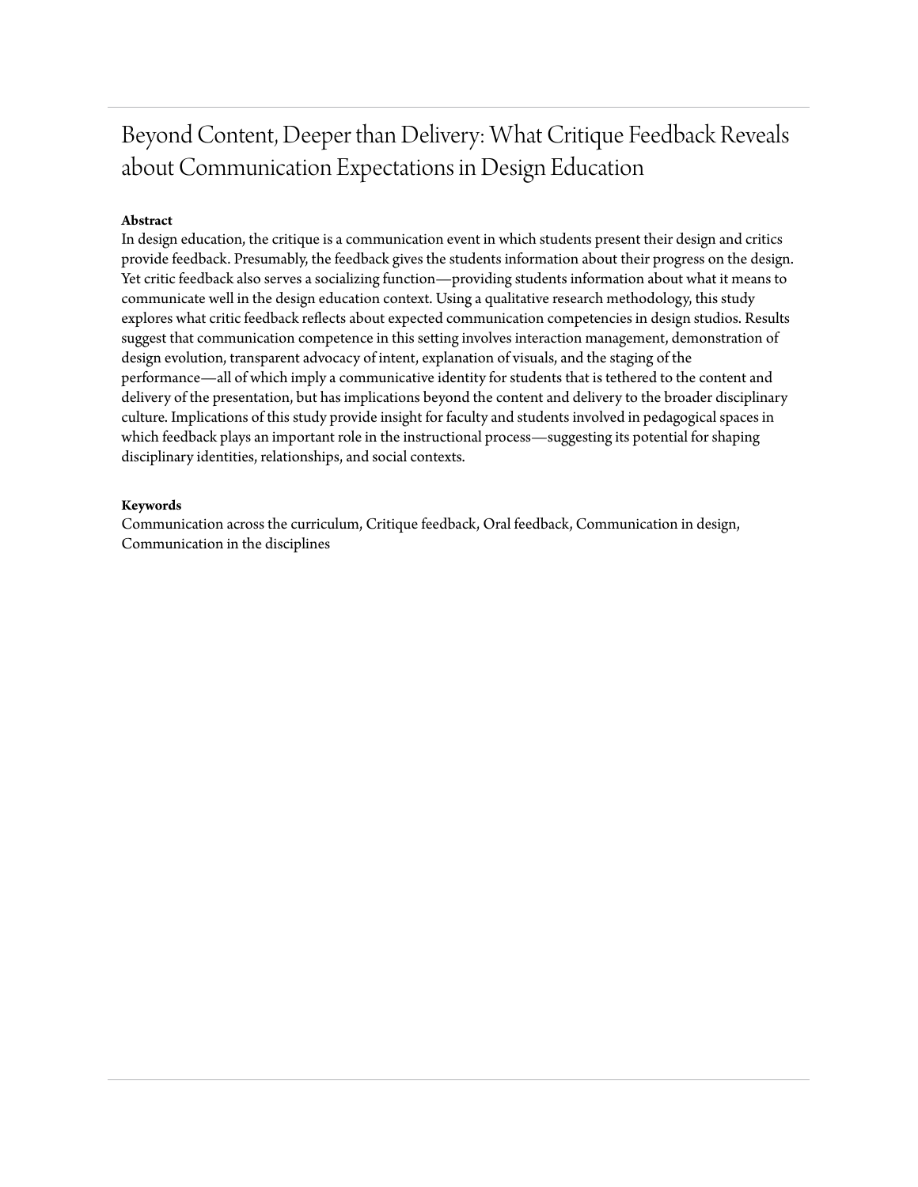# Beyond Content, Deeper than Delivery: What Critique Feedback Reveals about Communication Expectations in Design Education

**Abstract**

In design education, the critique is a communication event in which students present their design and critics provide feedback. Presumably, the feedback gives the students information about their progress on the design. Yet critic feedback also serves a socializing function—providing students information about what it means to communicate well in the design education context. Using a qualitative research methodology, this study explores what critic feedback reflects about expected communication competencies in design studios. Results suggest that communication competence in this setting involves interaction management, demonstration of design evolution, transparent advocacy of intent, explanation of visuals, and the staging of the performance—all of which imply a communicative identity for students that is tethered to the content and delivery of the presentation, but has implications beyond the content and delivery to the broader disciplinary culture. Implications of this study provide insight for faculty and students involved in pedagogical spaces in which feedback plays an important role in the instructional process—suggesting its potential for shaping disciplinary identities, relationships, and social contexts.

**Keywords**

Communication across the curriculum, Critique feedback, Oral feedback, Communication in design, Communication in the disciplines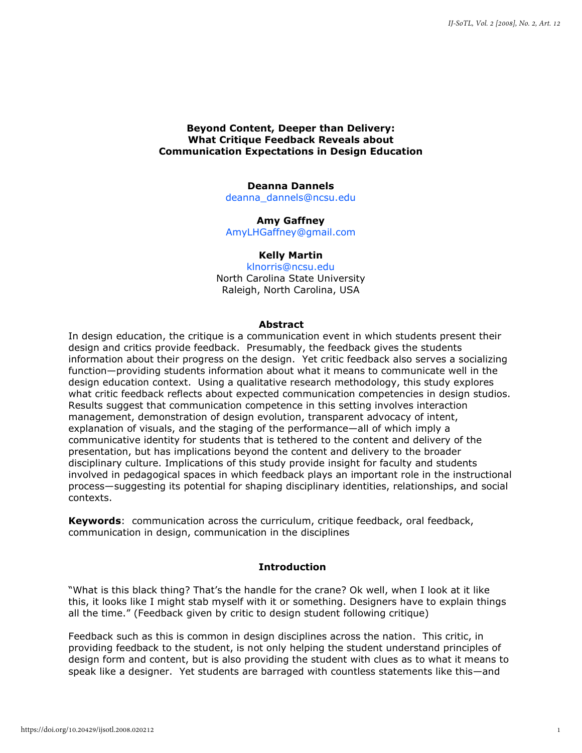**Beyond Content, Deeper than Delivery: What Critique Feedback Reveals about Communication Expectations in Design Education**

**Deanna Dannels**
deanna_dannels@ncsu.edu

**Amy Gaffney**
AmyLHGaffney@gmail.com

**Kelly Martin**
klnorris@ncsu.edu
North Carolina State University
Raleigh, North Carolina, USA

**Abstract**

In design education, the critique is a communication event in which students present their design and critics provide feedback. Presumably, the feedback gives the students information about their progress on the design. Yet critic feedback also serves a socializing function—providing students information about what it means to communicate well in the design education context. Using a qualitative research methodology, this study explores what critic feedback reflects about expected communication competencies in design studios. Results suggest that communication competence in this setting involves interaction management, demonstration of design evolution, transparent advocacy of intent, explanation of visuals, and the staging of the performance—all of which imply a communicative identity for students that is tethered to the content and delivery of the presentation, but has implications beyond the content and delivery to the broader disciplinary culture. Implications of this study provide insight for faculty and students involved in pedagogical spaces in which feedback plays an important role in the instructional process—suggesting its potential for shaping disciplinary identities, relationships, and social contexts.

**Keywords**: communication across the curriculum, critique feedback, oral feedback, communication in design, communication in the disciplines

## Introduction

"What is this black thing? That's the handle for the crane? Ok well, when I look at it like this, it looks like I might stab myself with it or something. Designers have to explain things all the time." (Feedback given by critic to design student following critique)

Feedback such as this is common in design disciplines across the nation. This critic, in providing feedback to the student, is not only helping the student understand principles of design form and content, but is also providing the student with clues as to what it means to speak like a designer. Yet students are barraged with countless statements like this—and

https://doi.org/10.20429/ijsotl.2008.020212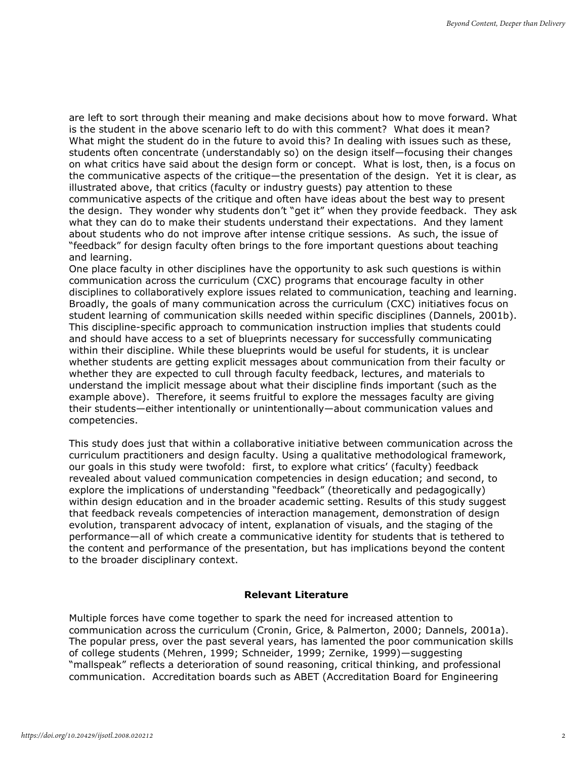are left to sort through their meaning and make decisions about how to move forward. What is the student in the above scenario left to do with this comment? What does it mean? What might the student do in the future to avoid this? In dealing with issues such as these, students often concentrate (understandably so) on the design itself—focusing their changes on what critics have said about the design form or concept. What is lost, then, is a focus on the communicative aspects of the critique—the presentation of the design. Yet it is clear, as illustrated above, that critics (faculty or industry guests) pay attention to these communicative aspects of the critique and often have ideas about the best way to present the design. They wonder why students don't "get it" when they provide feedback. They ask what they can do to make their students understand their expectations. And they lament about students who do not improve after intense critique sessions. As such, the issue of "feedback" for design faculty often brings to the fore important questions about teaching and learning.

One place faculty in other disciplines have the opportunity to ask such questions is within communication across the curriculum (CXC) programs that encourage faculty in other disciplines to collaboratively explore issues related to communication, teaching and learning. Broadly, the goals of many communication across the curriculum (CXC) initiatives focus on student learning of communication skills needed within specific disciplines (Dannels, 2001b). This discipline-specific approach to communication instruction implies that students could and should have access to a set of blueprints necessary for successfully communicating within their discipline. While these blueprints would be useful for students, it is unclear whether students are getting explicit messages about communication from their faculty or whether they are expected to cull through faculty feedback, lectures, and materials to understand the implicit message about what their discipline finds important (such as the example above). Therefore, it seems fruitful to explore the messages faculty are giving their students—either intentionally or unintentionally—about communication values and competencies.

This study does just that within a collaborative initiative between communication across the curriculum practitioners and design faculty. Using a qualitative methodological framework, our goals in this study were twofold: first, to explore what critics' (faculty) feedback revealed about valued communication competencies in design education; and second, to explore the implications of understanding "feedback" (theoretically and pedagogically) within design education and in the broader academic setting. Results of this study suggest that feedback reveals competencies of interaction management, demonstration of design evolution, transparent advocacy of intent, explanation of visuals, and the staging of the performance—all of which create a communicative identity for students that is tethered to the content and performance of the presentation, but has implications beyond the content to the broader disciplinary context.

## Relevant Literature

Multiple forces have come together to spark the need for increased attention to communication across the curriculum (Cronin, Grice, & Palmerton, 2000; Dannels, 2001a). The popular press, over the past several years, has lamented the poor communication skills of college students (Mehren, 1999; Schneider, 1999; Zernike, 1999)—suggesting "mallspeak" reflects a deterioration of sound reasoning, critical thinking, and professional communication. Accreditation boards such as ABET (Accreditation Board for Engineering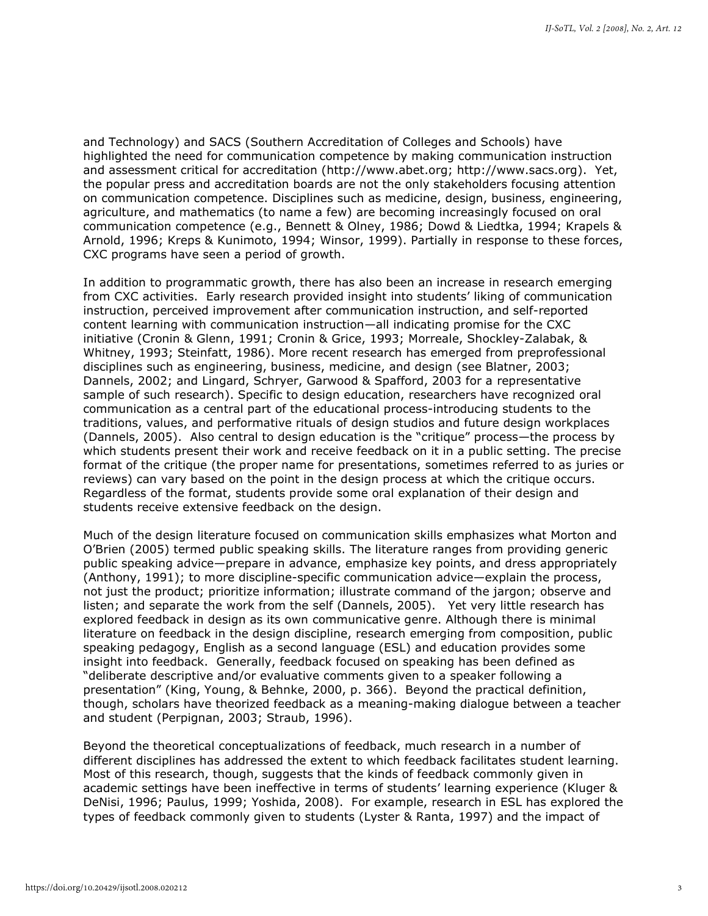and Technology) and SACS (Southern Accreditation of Colleges and Schools) have highlighted the need for communication competence by making communication instruction and assessment critical for accreditation (http://www.abet.org; http://www.sacs.org). Yet, the popular press and accreditation boards are not the only stakeholders focusing attention on communication competence. Disciplines such as medicine, design, business, engineering, agriculture, and mathematics (to name a few) are becoming increasingly focused on oral communication competence (e.g., Bennett & Olney, 1986; Dowd & Liedtka, 1994; Krapels & Arnold, 1996; Kreps & Kunimoto, 1994; Winsor, 1999). Partially in response to these forces, CXC programs have seen a period of growth.

In addition to programmatic growth, there has also been an increase in research emerging from CXC activities. Early research provided insight into students' liking of communication instruction, perceived improvement after communication instruction, and self-reported content learning with communication instruction—all indicating promise for the CXC initiative (Cronin & Glenn, 1991; Cronin & Grice, 1993; Morreale, Shockley-Zalabak, & Whitney, 1993; Steinfatt, 1986). More recent research has emerged from preprofessional disciplines such as engineering, business, medicine, and design (see Blatner, 2003; Dannels, 2002; and Lingard, Schryer, Garwood & Spafford, 2003 for a representative sample of such research). Specific to design education, researchers have recognized oral communication as a central part of the educational process-introducing students to the traditions, values, and performative rituals of design studios and future design workplaces (Dannels, 2005). Also central to design education is the "critique" process—the process by which students present their work and receive feedback on it in a public setting. The precise format of the critique (the proper name for presentations, sometimes referred to as juries or reviews) can vary based on the point in the design process at which the critique occurs. Regardless of the format, students provide some oral explanation of their design and students receive extensive feedback on the design.

Much of the design literature focused on communication skills emphasizes what Morton and O'Brien (2005) termed public speaking skills. The literature ranges from providing generic public speaking advice—prepare in advance, emphasize key points, and dress appropriately (Anthony, 1991); to more discipline-specific communication advice—explain the process, not just the product; prioritize information; illustrate command of the jargon; observe and listen; and separate the work from the self (Dannels, 2005). Yet very little research has explored feedback in design as its own communicative genre. Although there is minimal literature on feedback in the design discipline, research emerging from composition, public speaking pedagogy, English as a second language (ESL) and education provides some insight into feedback. Generally, feedback focused on speaking has been defined as "deliberate descriptive and/or evaluative comments given to a speaker following a presentation" (King, Young, & Behnke, 2000, p. 366). Beyond the practical definition, though, scholars have theorized feedback as a meaning-making dialogue between a teacher and student (Perpignan, 2003; Straub, 1996).

Beyond the theoretical conceptualizations of feedback, much research in a number of different disciplines has addressed the extent to which feedback facilitates student learning. Most of this research, though, suggests that the kinds of feedback commonly given in academic settings have been ineffective in terms of students' learning experience (Kluger & DeNisi, 1996; Paulus, 1999; Yoshida, 2008). For example, research in ESL has explored the types of feedback commonly given to students (Lyster & Ranta, 1997) and the impact of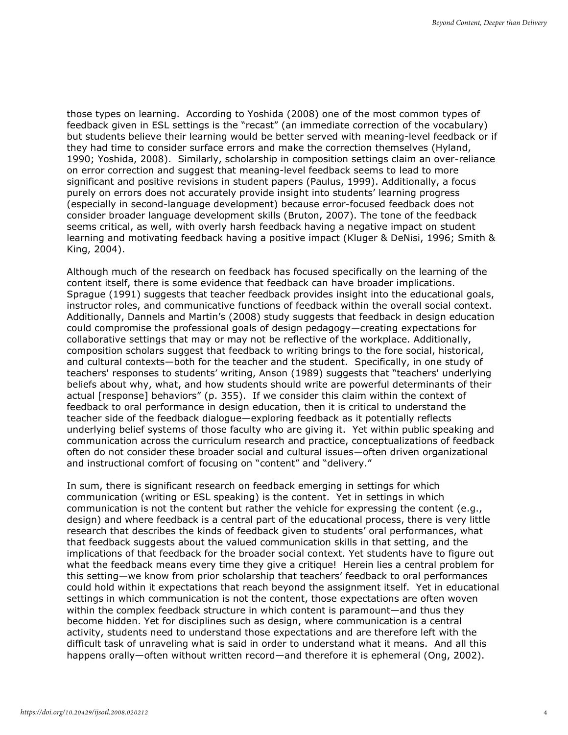those types on learning. According to Yoshida (2008) one of the most common types of feedback given in ESL settings is the "recast" (an immediate correction of the vocabulary) but students believe their learning would be better served with meaning-level feedback or if they had time to consider surface errors and make the correction themselves (Hyland, 1990; Yoshida, 2008). Similarly, scholarship in composition settings claim an over-reliance on error correction and suggest that meaning-level feedback seems to lead to more significant and positive revisions in student papers (Paulus, 1999). Additionally, a focus purely on errors does not accurately provide insight into students' learning progress (especially in second-language development) because error-focused feedback does not consider broader language development skills (Bruton, 2007). The tone of the feedback seems critical, as well, with overly harsh feedback having a negative impact on student learning and motivating feedback having a positive impact (Kluger & DeNisi, 1996; Smith & King, 2004).

Although much of the research on feedback has focused specifically on the learning of the content itself, there is some evidence that feedback can have broader implications. Sprague (1991) suggests that teacher feedback provides insight into the educational goals, instructor roles, and communicative functions of feedback within the overall social context. Additionally, Dannels and Martin's (2008) study suggests that feedback in design education could compromise the professional goals of design pedagogy—creating expectations for collaborative settings that may or may not be reflective of the workplace. Additionally, composition scholars suggest that feedback to writing brings to the fore social, historical, and cultural contexts—both for the teacher and the student. Specifically, in one study of teachers' responses to students' writing, Anson (1989) suggests that "teachers' underlying beliefs about why, what, and how students should write are powerful determinants of their actual [response] behaviors" (p. 355). If we consider this claim within the context of feedback to oral performance in design education, then it is critical to understand the teacher side of the feedback dialogue—exploring feedback as it potentially reflects underlying belief systems of those faculty who are giving it. Yet within public speaking and communication across the curriculum research and practice, conceptualizations of feedback often do not consider these broader social and cultural issues—often driven organizational and instructional comfort of focusing on "content" and "delivery."

In sum, there is significant research on feedback emerging in settings for which communication (writing or ESL speaking) is the content. Yet in settings in which communication is not the content but rather the vehicle for expressing the content (e.g., design) and where feedback is a central part of the educational process, there is very little research that describes the kinds of feedback given to students' oral performances, what that feedback suggests about the valued communication skills in that setting, and the implications of that feedback for the broader social context. Yet students have to figure out what the feedback means every time they give a critique! Herein lies a central problem for this setting—we know from prior scholarship that teachers' feedback to oral performances could hold within it expectations that reach beyond the assignment itself. Yet in educational settings in which communication is not the content, those expectations are often woven within the complex feedback structure in which content is paramount—and thus they become hidden. Yet for disciplines such as design, where communication is a central activity, students need to understand those expectations and are therefore left with the difficult task of unraveling what is said in order to understand what it means. And all this happens orally—often without written record—and therefore it is ephemeral (Ong, 2002).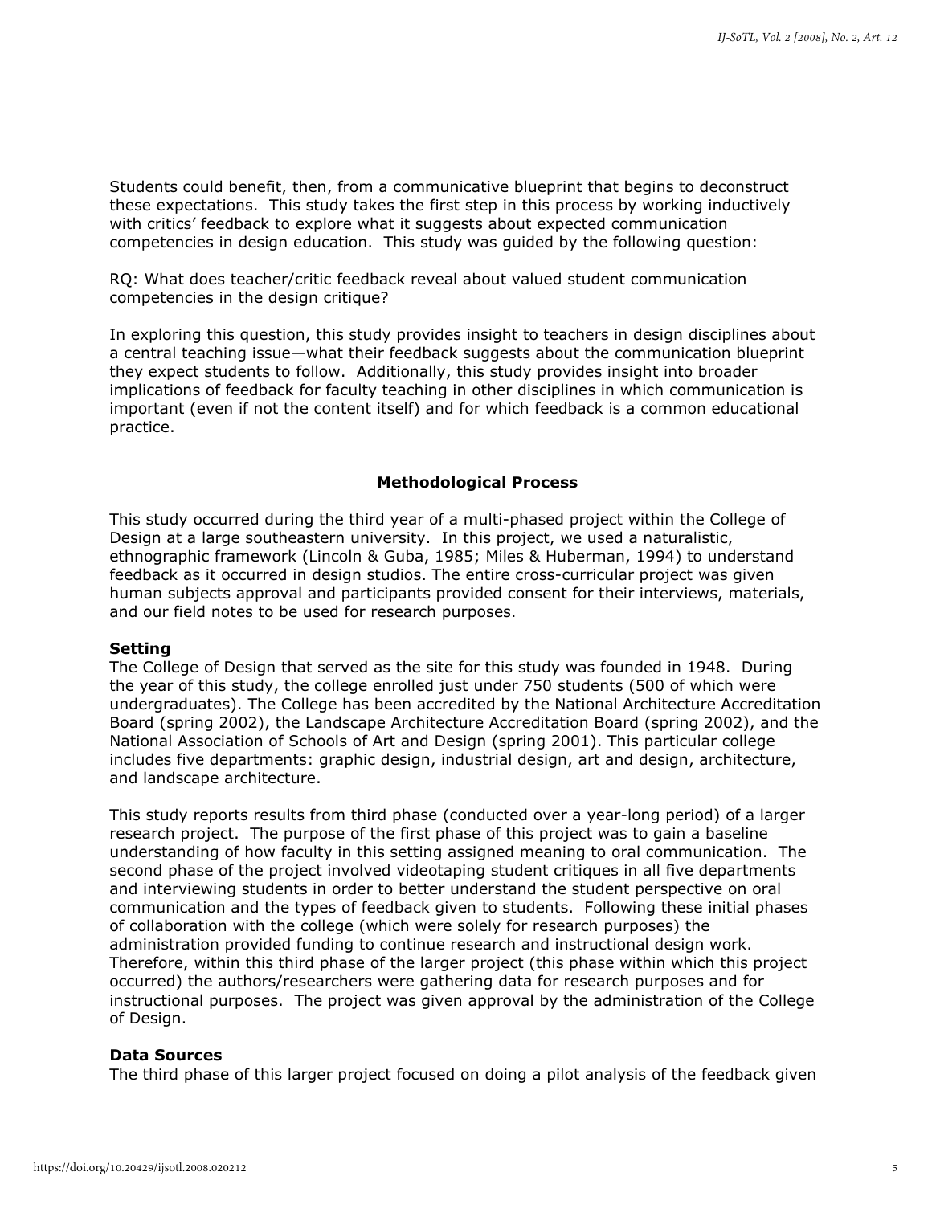Students could benefit, then, from a communicative blueprint that begins to deconstruct these expectations. This study takes the first step in this process by working inductively with critics' feedback to explore what it suggests about expected communication competencies in design education. This study was guided by the following question:

RQ: What does teacher/critic feedback reveal about valued student communication competencies in the design critique?

In exploring this question, this study provides insight to teachers in design disciplines about a central teaching issue—what their feedback suggests about the communication blueprint they expect students to follow. Additionally, this study provides insight into broader implications of feedback for faculty teaching in other disciplines in which communication is important (even if not the content itself) and for which feedback is a common educational practice.

## Methodological Process

This study occurred during the third year of a multi-phased project within the College of Design at a large southeastern university. In this project, we used a naturalistic, ethnographic framework (Lincoln & Guba, 1985; Miles & Huberman, 1994) to understand feedback as it occurred in design studios. The entire cross-curricular project was given human subjects approval and participants provided consent for their interviews, materials, and our field notes to be used for research purposes.

### Setting

The College of Design that served as the site for this study was founded in 1948. During the year of this study, the college enrolled just under 750 students (500 of which were undergraduates). The College has been accredited by the National Architecture Accreditation Board (spring 2002), the Landscape Architecture Accreditation Board (spring 2002), and the National Association of Schools of Art and Design (spring 2001). This particular college includes five departments: graphic design, industrial design, art and design, architecture, and landscape architecture.

This study reports results from third phase (conducted over a year-long period) of a larger research project. The purpose of the first phase of this project was to gain a baseline understanding of how faculty in this setting assigned meaning to oral communication. The second phase of the project involved videotaping student critiques in all five departments and interviewing students in order to better understand the student perspective on oral communication and the types of feedback given to students. Following these initial phases of collaboration with the college (which were solely for research purposes) the administration provided funding to continue research and instructional design work. Therefore, within this third phase of the larger project (this phase within which this project occurred) the authors/researchers were gathering data for research purposes and for instructional purposes. The project was given approval by the administration of the College of Design.

### Data Sources

The third phase of this larger project focused on doing a pilot analysis of the feedback given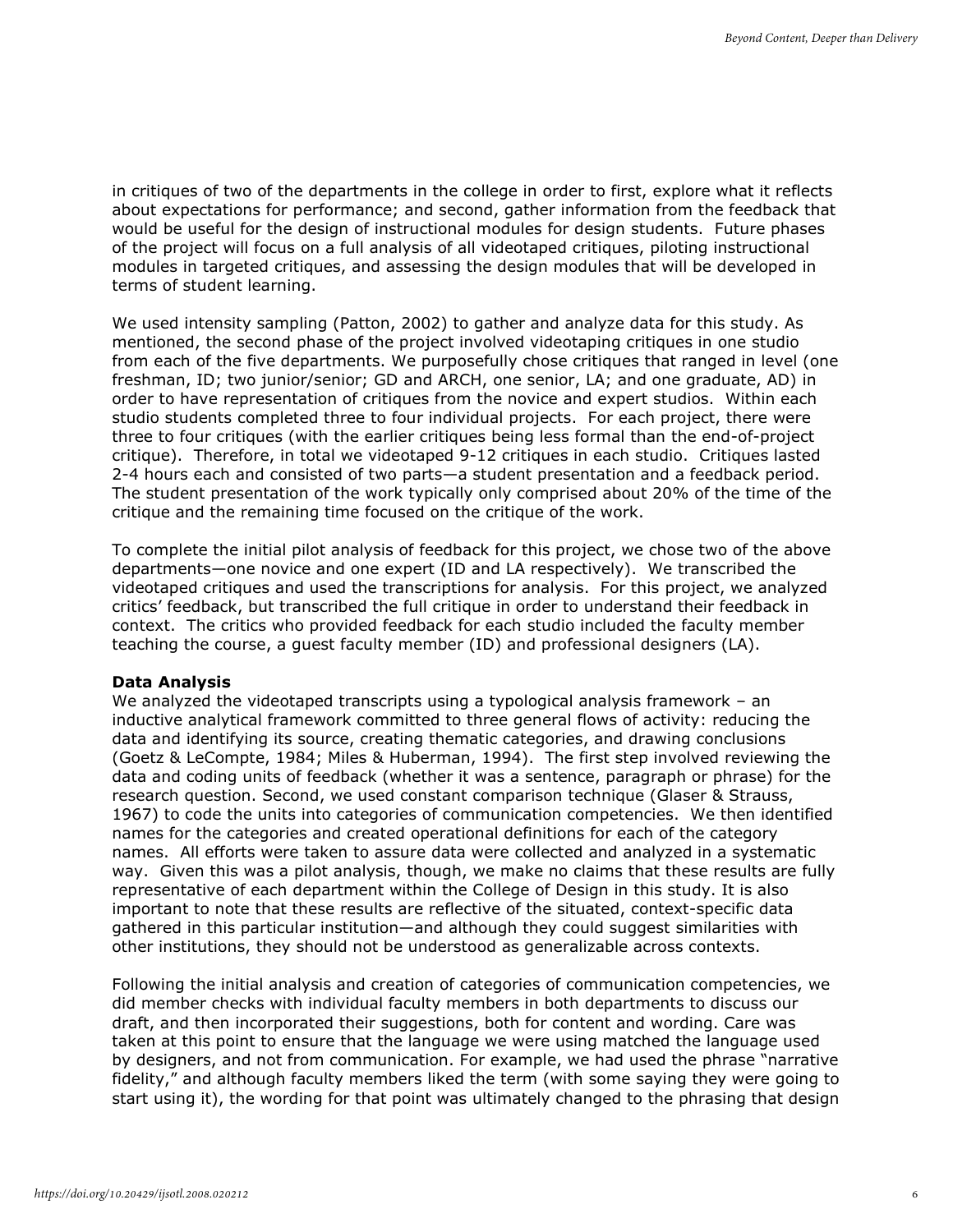in critiques of two of the departments in the college in order to first, explore what it reflects about expectations for performance; and second, gather information from the feedback that would be useful for the design of instructional modules for design students. Future phases of the project will focus on a full analysis of all videotaped critiques, piloting instructional modules in targeted critiques, and assessing the design modules that will be developed in terms of student learning.

We used intensity sampling (Patton, 2002) to gather and analyze data for this study. As mentioned, the second phase of the project involved videotaping critiques in one studio from each of the five departments. We purposefully chose critiques that ranged in level (one freshman, ID; two junior/senior; GD and ARCH, one senior, LA; and one graduate, AD) in order to have representation of critiques from the novice and expert studios. Within each studio students completed three to four individual projects. For each project, there were three to four critiques (with the earlier critiques being less formal than the end-of-project critique). Therefore, in total we videotaped 9-12 critiques in each studio. Critiques lasted 2-4 hours each and consisted of two parts—a student presentation and a feedback period. The student presentation of the work typically only comprised about 20% of the time of the critique and the remaining time focused on the critique of the work.

To complete the initial pilot analysis of feedback for this project, we chose two of the above departments—one novice and one expert (ID and LA respectively). We transcribed the videotaped critiques and used the transcriptions for analysis. For this project, we analyzed critics' feedback, but transcribed the full critique in order to understand their feedback in context. The critics who provided feedback for each studio included the faculty member teaching the course, a guest faculty member (ID) and professional designers (LA).

**Data Analysis**

We analyzed the videotaped transcripts using a typological analysis framework – an inductive analytical framework committed to three general flows of activity: reducing the data and identifying its source, creating thematic categories, and drawing conclusions (Goetz & LeCompte, 1984; Miles & Huberman, 1994). The first step involved reviewing the data and coding units of feedback (whether it was a sentence, paragraph or phrase) for the research question. Second, we used constant comparison technique (Glaser & Strauss, 1967) to code the units into categories of communication competencies. We then identified names for the categories and created operational definitions for each of the category names. All efforts were taken to assure data were collected and analyzed in a systematic way. Given this was a pilot analysis, though, we make no claims that these results are fully representative of each department within the College of Design in this study. It is also important to note that these results are reflective of the situated, context-specific data gathered in this particular institution—and although they could suggest similarities with other institutions, they should not be understood as generalizable across contexts.

Following the initial analysis and creation of categories of communication competencies, we did member checks with individual faculty members in both departments to discuss our draft, and then incorporated their suggestions, both for content and wording. Care was taken at this point to ensure that the language we were using matched the language used by designers, and not from communication. For example, we had used the phrase "narrative fidelity," and although faculty members liked the term (with some saying they were going to start using it), the wording for that point was ultimately changed to the phrasing that design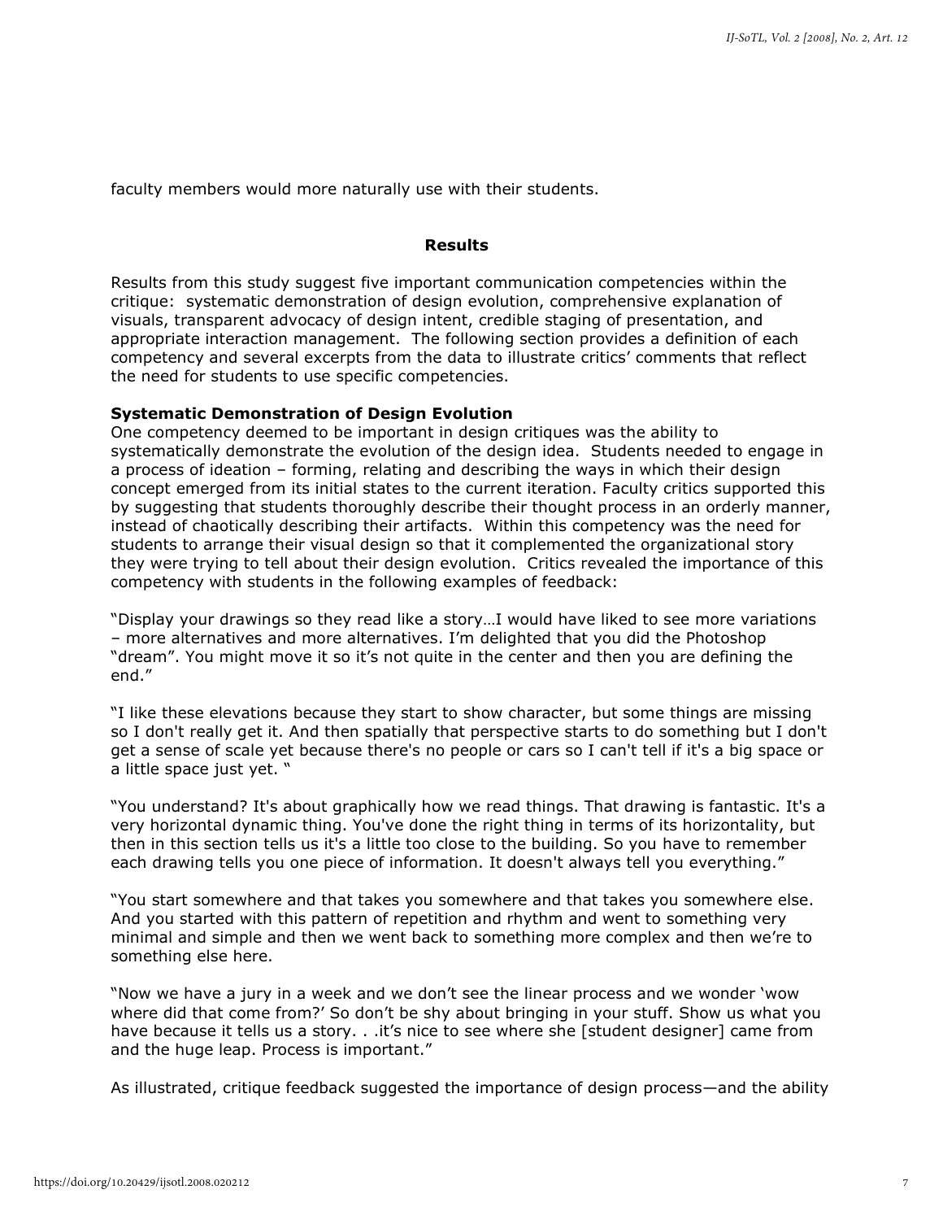faculty members would more naturally use with their students.

## Results

Results from this study suggest five important communication competencies within the critique: systematic demonstration of design evolution, comprehensive explanation of visuals, transparent advocacy of design intent, credible staging of presentation, and appropriate interaction management. The following section provides a definition of each competency and several excerpts from the data to illustrate critics' comments that reflect the need for students to use specific competencies.

### Systematic Demonstration of Design Evolution

One competency deemed to be important in design critiques was the ability to systematically demonstrate the evolution of the design idea. Students needed to engage in a process of ideation – forming, relating and describing the ways in which their design concept emerged from its initial states to the current iteration. Faculty critics supported this by suggesting that students thoroughly describe their thought process in an orderly manner, instead of chaotically describing their artifacts. Within this competency was the need for students to arrange their visual design so that it complemented the organizational story they were trying to tell about their design evolution. Critics revealed the importance of this competency with students in the following examples of feedback:

"Display your drawings so they read like a story…I would have liked to see more variations – more alternatives and more alternatives. I'm delighted that you did the Photoshop "dream". You might move it so it's not quite in the center and then you are defining the end."

"I like these elevations because they start to show character, but some things are missing so I don't really get it. And then spatially that perspective starts to do something but I don't get a sense of scale yet because there's no people or cars so I can't tell if it's a big space or a little space just yet. "

"You understand? It's about graphically how we read things. That drawing is fantastic. It's a very horizontal dynamic thing. You've done the right thing in terms of its horizontality, but then in this section tells us it's a little too close to the building. So you have to remember each drawing tells you one piece of information. It doesn't always tell you everything."

"You start somewhere and that takes you somewhere and that takes you somewhere else. And you started with this pattern of repetition and rhythm and went to something very minimal and simple and then we went back to something more complex and then we're to something else here.

"Now we have a jury in a week and we don't see the linear process and we wonder 'wow where did that come from?' So don't be shy about bringing in your stuff. Show us what you have because it tells us a story. . .it's nice to see where she [student designer] came from and the huge leap. Process is important."

As illustrated, critique feedback suggested the importance of design process—and the ability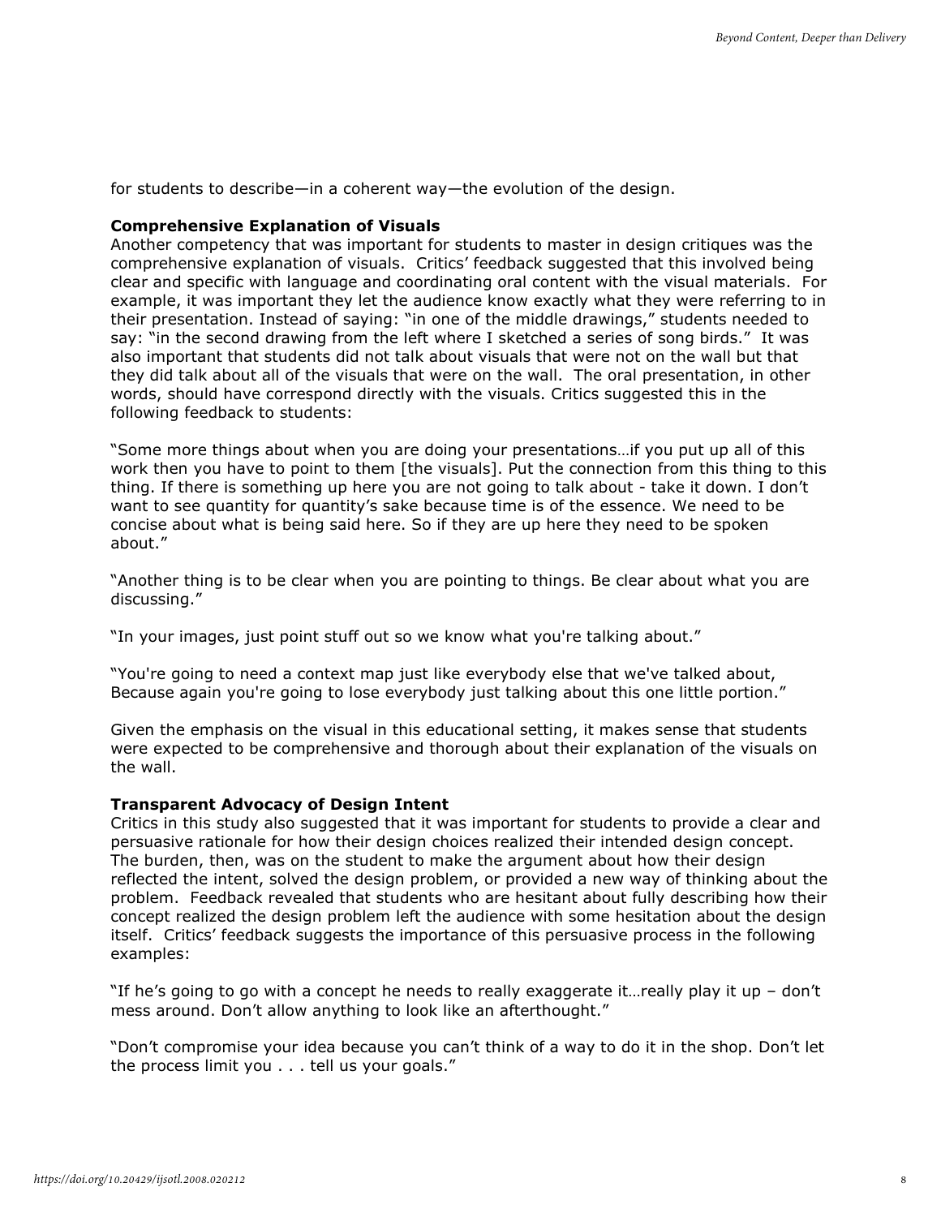for students to describe—in a coherent way—the evolution of the design.

**Comprehensive Explanation of Visuals**

Another competency that was important for students to master in design critiques was the comprehensive explanation of visuals. Critics' feedback suggested that this involved being clear and specific with language and coordinating oral content with the visual materials. For example, it was important they let the audience know exactly what they were referring to in their presentation. Instead of saying: "in one of the middle drawings," students needed to say: "in the second drawing from the left where I sketched a series of song birds." It was also important that students did not talk about visuals that were not on the wall but that they did talk about all of the visuals that were on the wall. The oral presentation, in other words, should have correspond directly with the visuals. Critics suggested this in the following feedback to students:

"Some more things about when you are doing your presentations…if you put up all of this work then you have to point to them [the visuals]. Put the connection from this thing to this thing. If there is something up here you are not going to talk about - take it down. I don't want to see quantity for quantity's sake because time is of the essence. We need to be concise about what is being said here. So if they are up here they need to be spoken about."

"Another thing is to be clear when you are pointing to things. Be clear about what you are discussing."

"In your images, just point stuff out so we know what you're talking about."

"You're going to need a context map just like everybody else that we've talked about, Because again you're going to lose everybody just talking about this one little portion."

Given the emphasis on the visual in this educational setting, it makes sense that students were expected to be comprehensive and thorough about their explanation of the visuals on the wall.

**Transparent Advocacy of Design Intent**

Critics in this study also suggested that it was important for students to provide a clear and persuasive rationale for how their design choices realized their intended design concept. The burden, then, was on the student to make the argument about how their design reflected the intent, solved the design problem, or provided a new way of thinking about the problem. Feedback revealed that students who are hesitant about fully describing how their concept realized the design problem left the audience with some hesitation about the design itself. Critics' feedback suggests the importance of this persuasive process in the following examples:

"If he's going to go with a concept he needs to really exaggerate it…really play it up – don't mess around. Don't allow anything to look like an afterthought."

"Don't compromise your idea because you can't think of a way to do it in the shop. Don't let the process limit you . . . tell us your goals."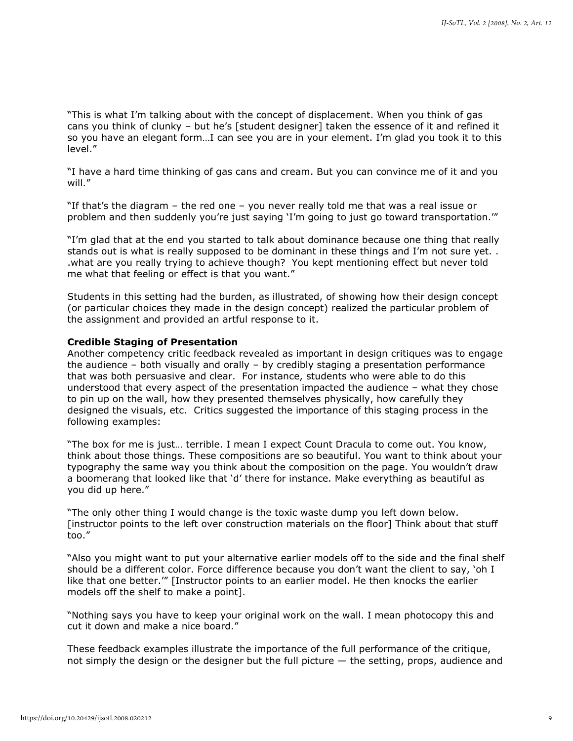"This is what I'm talking about with the concept of displacement. When you think of gas cans you think of clunky – but he's [student designer] taken the essence of it and refined it so you have an elegant form…I can see you are in your element. I'm glad you took it to this level."

"I have a hard time thinking of gas cans and cream. But you can convince me of it and you will."

"If that's the diagram – the red one – you never really told me that was a real issue or problem and then suddenly you're just saying 'I'm going to just go toward transportation.'"

"I'm glad that at the end you started to talk about dominance because one thing that really stands out is what is really supposed to be dominant in these things and I'm not sure yet. . .what are you really trying to achieve though? You kept mentioning effect but never told me what that feeling or effect is that you want."

Students in this setting had the burden, as illustrated, of showing how their design concept (or particular choices they made in the design concept) realized the particular problem of the assignment and provided an artful response to it.

**Credible Staging of Presentation**

Another competency critic feedback revealed as important in design critiques was to engage the audience – both visually and orally – by credibly staging a presentation performance that was both persuasive and clear. For instance, students who were able to do this understood that every aspect of the presentation impacted the audience – what they chose to pin up on the wall, how they presented themselves physically, how carefully they designed the visuals, etc. Critics suggested the importance of this staging process in the following examples:

"The box for me is just… terrible. I mean I expect Count Dracula to come out. You know, think about those things. These compositions are so beautiful. You want to think about your typography the same way you think about the composition on the page. You wouldn't draw a boomerang that looked like that 'd' there for instance. Make everything as beautiful as you did up here."

"The only other thing I would change is the toxic waste dump you left down below. [instructor points to the left over construction materials on the floor] Think about that stuff too."

"Also you might want to put your alternative earlier models off to the side and the final shelf should be a different color. Force difference because you don't want the client to say, 'oh I like that one better.'" [Instructor points to an earlier model. He then knocks the earlier models off the shelf to make a point].

"Nothing says you have to keep your original work on the wall. I mean photocopy this and cut it down and make a nice board."

These feedback examples illustrate the importance of the full performance of the critique, not simply the design or the designer but the full picture — the setting, props, audience and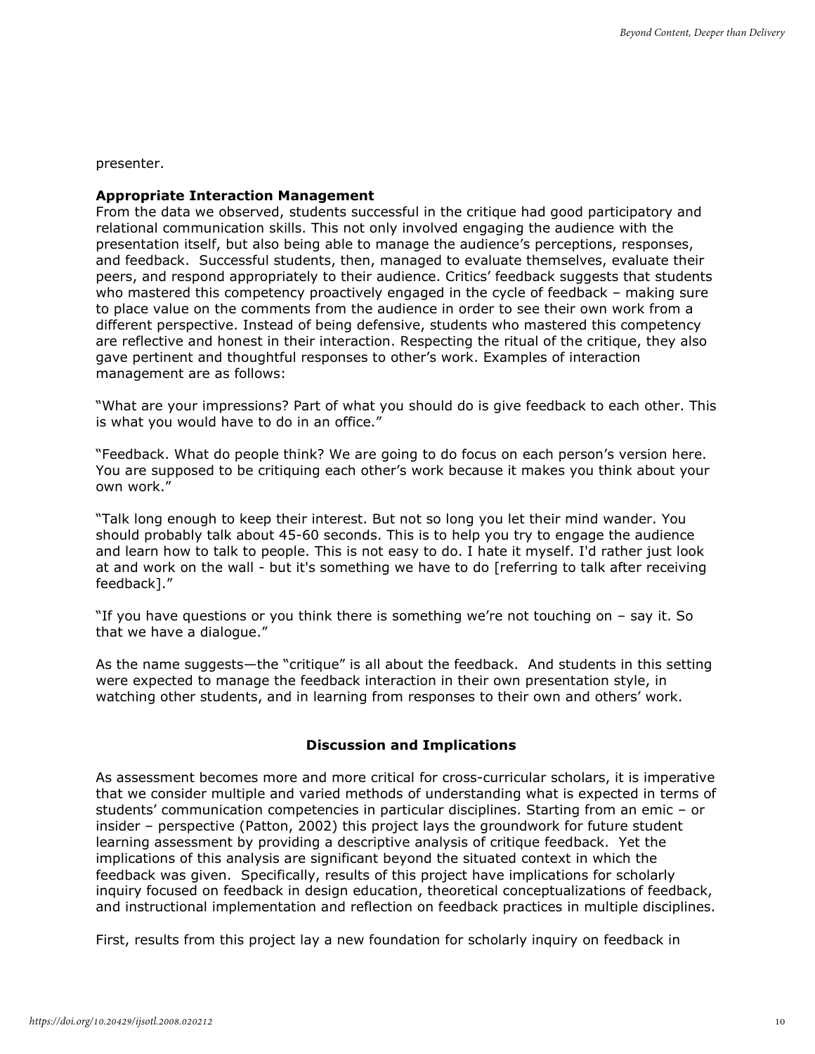presenter.

**Appropriate Interaction Management**

From the data we observed, students successful in the critique had good participatory and relational communication skills. This not only involved engaging the audience with the presentation itself, but also being able to manage the audience's perceptions, responses, and feedback. Successful students, then, managed to evaluate themselves, evaluate their peers, and respond appropriately to their audience. Critics' feedback suggests that students who mastered this competency proactively engaged in the cycle of feedback – making sure to place value on the comments from the audience in order to see their own work from a different perspective. Instead of being defensive, students who mastered this competency are reflective and honest in their interaction. Respecting the ritual of the critique, they also gave pertinent and thoughtful responses to other's work. Examples of interaction management are as follows:

"What are your impressions? Part of what you should do is give feedback to each other. This is what you would have to do in an office."

"Feedback. What do people think? We are going to do focus on each person's version here. You are supposed to be critiquing each other's work because it makes you think about your own work."

"Talk long enough to keep their interest. But not so long you let their mind wander. You should probably talk about 45-60 seconds. This is to help you try to engage the audience and learn how to talk to people. This is not easy to do. I hate it myself. I'd rather just look at and work on the wall - but it's something we have to do [referring to talk after receiving feedback]."

"If you have questions or you think there is something we're not touching on – say it. So that we have a dialogue."

As the name suggests—the "critique" is all about the feedback. And students in this setting were expected to manage the feedback interaction in their own presentation style, in watching other students, and in learning from responses to their own and others' work.

## Discussion and Implications

As assessment becomes more and more critical for cross-curricular scholars, it is imperative that we consider multiple and varied methods of understanding what is expected in terms of students' communication competencies in particular disciplines. Starting from an emic – or insider – perspective (Patton, 2002) this project lays the groundwork for future student learning assessment by providing a descriptive analysis of critique feedback. Yet the implications of this analysis are significant beyond the situated context in which the feedback was given. Specifically, results of this project have implications for scholarly inquiry focused on feedback in design education, theoretical conceptualizations of feedback, and instructional implementation and reflection on feedback practices in multiple disciplines.

First, results from this project lay a new foundation for scholarly inquiry on feedback in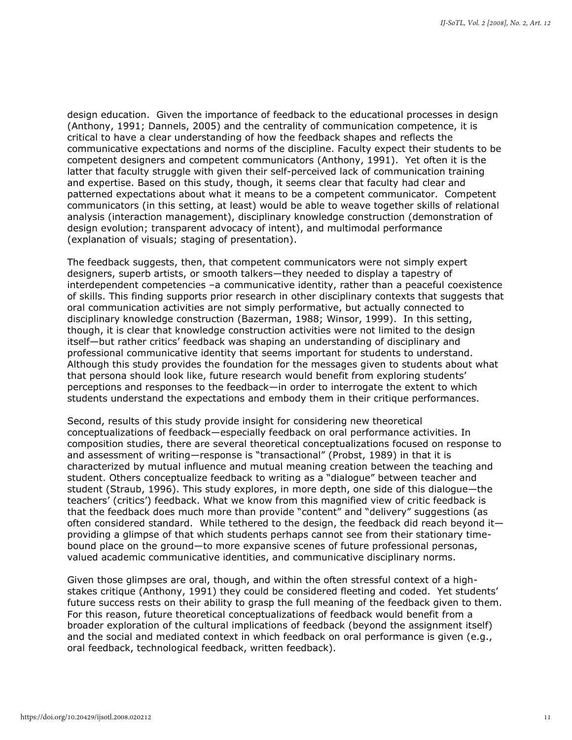design education. Given the importance of feedback to the educational processes in design (Anthony, 1991; Dannels, 2005) and the centrality of communication competence, it is critical to have a clear understanding of how the feedback shapes and reflects the communicative expectations and norms of the discipline. Faculty expect their students to be competent designers and competent communicators (Anthony, 1991). Yet often it is the latter that faculty struggle with given their self-perceived lack of communication training and expertise. Based on this study, though, it seems clear that faculty had clear and patterned expectations about what it means to be a competent communicator. Competent communicators (in this setting, at least) would be able to weave together skills of relational analysis (interaction management), disciplinary knowledge construction (demonstration of design evolution; transparent advocacy of intent), and multimodal performance (explanation of visuals; staging of presentation).

The feedback suggests, then, that competent communicators were not simply expert designers, superb artists, or smooth talkers—they needed to display a tapestry of interdependent competencies –a communicative identity, rather than a peaceful coexistence of skills. This finding supports prior research in other disciplinary contexts that suggests that oral communication activities are not simply performative, but actually connected to disciplinary knowledge construction (Bazerman, 1988; Winsor, 1999). In this setting, though, it is clear that knowledge construction activities were not limited to the design itself—but rather critics' feedback was shaping an understanding of disciplinary and professional communicative identity that seems important for students to understand. Although this study provides the foundation for the messages given to students about what that persona should look like, future research would benefit from exploring students' perceptions and responses to the feedback—in order to interrogate the extent to which students understand the expectations and embody them in their critique performances.

Second, results of this study provide insight for considering new theoretical conceptualizations of feedback—especially feedback on oral performance activities. In composition studies, there are several theoretical conceptualizations focused on response to and assessment of writing—response is "transactional" (Probst, 1989) in that it is characterized by mutual influence and mutual meaning creation between the teaching and student. Others conceptualize feedback to writing as a "dialogue" between teacher and student (Straub, 1996). This study explores, in more depth, one side of this dialogue—the teachers' (critics') feedback. What we know from this magnified view of critic feedback is that the feedback does much more than provide "content" and "delivery" suggestions (as often considered standard. While tethered to the design, the feedback did reach beyond it—providing a glimpse of that which students perhaps cannot see from their stationary time-bound place on the ground—to more expansive scenes of future professional personas, valued academic communicative identities, and communicative disciplinary norms.

Given those glimpses are oral, though, and within the often stressful context of a high-stakes critique (Anthony, 1991) they could be considered fleeting and coded. Yet students' future success rests on their ability to grasp the full meaning of the feedback given to them. For this reason, future theoretical conceptualizations of feedback would benefit from a broader exploration of the cultural implications of feedback (beyond the assignment itself) and the social and mediated context in which feedback on oral performance is given (e.g., oral feedback, technological feedback, written feedback).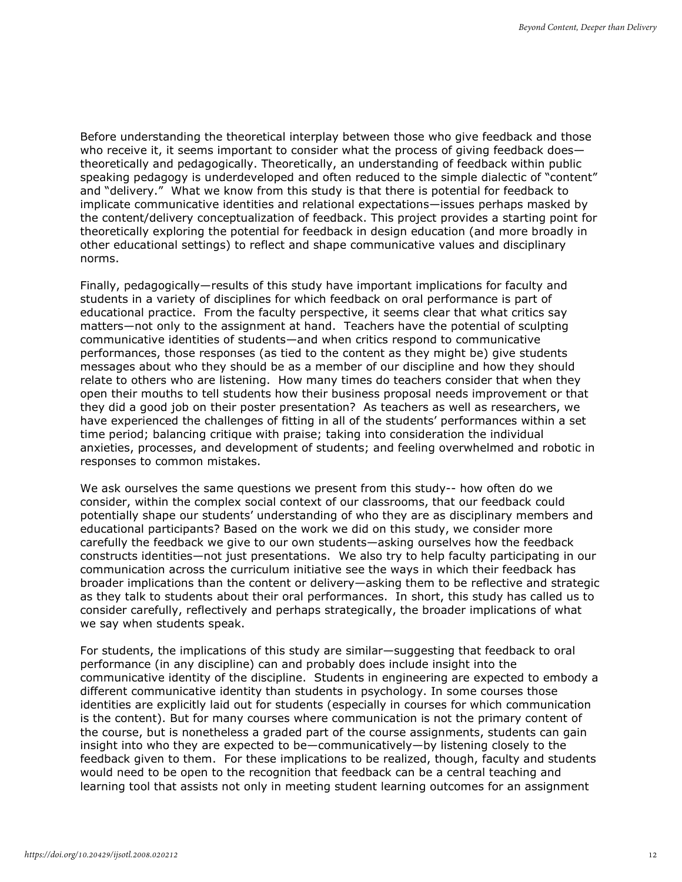Before understanding the theoretical interplay between those who give feedback and those who receive it, it seems important to consider what the process of giving feedback does—theoretically and pedagogically. Theoretically, an understanding of feedback within public speaking pedagogy is underdeveloped and often reduced to the simple dialectic of "content" and "delivery." What we know from this study is that there is potential for feedback to implicate communicative identities and relational expectations—issues perhaps masked by the content/delivery conceptualization of feedback. This project provides a starting point for theoretically exploring the potential for feedback in design education (and more broadly in other educational settings) to reflect and shape communicative values and disciplinary norms.

Finally, pedagogically—results of this study have important implications for faculty and students in a variety of disciplines for which feedback on oral performance is part of educational practice. From the faculty perspective, it seems clear that what critics say matters—not only to the assignment at hand. Teachers have the potential of sculpting communicative identities of students—and when critics respond to communicative performances, those responses (as tied to the content as they might be) give students messages about who they should be as a member of our discipline and how they should relate to others who are listening. How many times do teachers consider that when they open their mouths to tell students how their business proposal needs improvement or that they did a good job on their poster presentation? As teachers as well as researchers, we have experienced the challenges of fitting in all of the students' performances within a set time period; balancing critique with praise; taking into consideration the individual anxieties, processes, and development of students; and feeling overwhelmed and robotic in responses to common mistakes.

We ask ourselves the same questions we present from this study-- how often do we consider, within the complex social context of our classrooms, that our feedback could potentially shape our students' understanding of who they are as disciplinary members and educational participants? Based on the work we did on this study, we consider more carefully the feedback we give to our own students—asking ourselves how the feedback constructs identities—not just presentations. We also try to help faculty participating in our communication across the curriculum initiative see the ways in which their feedback has broader implications than the content or delivery—asking them to be reflective and strategic as they talk to students about their oral performances. In short, this study has called us to consider carefully, reflectively and perhaps strategically, the broader implications of what we say when students speak.

For students, the implications of this study are similar—suggesting that feedback to oral performance (in any discipline) can and probably does include insight into the communicative identity of the discipline. Students in engineering are expected to embody a different communicative identity than students in psychology. In some courses those identities are explicitly laid out for students (especially in courses for which communication is the content). But for many courses where communication is not the primary content of the course, but is nonetheless a graded part of the course assignments, students can gain insight into who they are expected to be—communicatively—by listening closely to the feedback given to them. For these implications to be realized, though, faculty and students would need to be open to the recognition that feedback can be a central teaching and learning tool that assists not only in meeting student learning outcomes for an assignment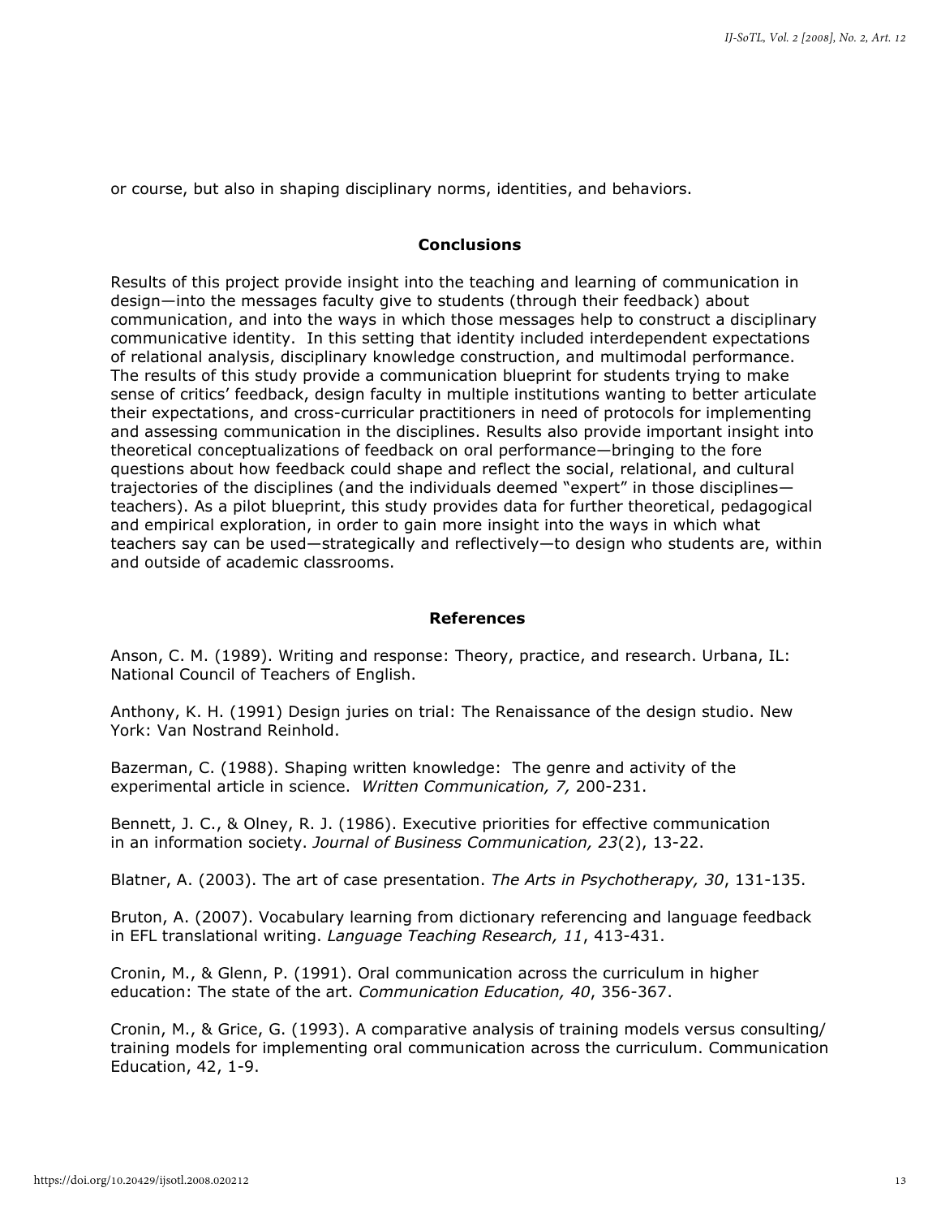or course, but also in shaping disciplinary norms, identities, and behaviors.

## Conclusions

Results of this project provide insight into the teaching and learning of communication in design—into the messages faculty give to students (through their feedback) about communication, and into the ways in which those messages help to construct a disciplinary communicative identity. In this setting that identity included interdependent expectations of relational analysis, disciplinary knowledge construction, and multimodal performance. The results of this study provide a communication blueprint for students trying to make sense of critics' feedback, design faculty in multiple institutions wanting to better articulate their expectations, and cross-curricular practitioners in need of protocols for implementing and assessing communication in the disciplines. Results also provide important insight into theoretical conceptualizations of feedback on oral performance—bringing to the fore questions about how feedback could shape and reflect the social, relational, and cultural trajectories of the disciplines (and the individuals deemed "expert" in those disciplines—teachers). As a pilot blueprint, this study provides data for further theoretical, pedagogical and empirical exploration, in order to gain more insight into the ways in which what teachers say can be used—strategically and reflectively—to design who students are, within and outside of academic classrooms.

## References

Anson, C. M. (1989). Writing and response: Theory, practice, and research. Urbana, IL: National Council of Teachers of English.

Anthony, K. H. (1991) Design juries on trial: The Renaissance of the design studio. New York: Van Nostrand Reinhold.

Bazerman, C. (1988). Shaping written knowledge: The genre and activity of the experimental article in science. *Written Communication, 7,* 200-231.

Bennett, J. C., & Olney, R. J. (1986). Executive priorities for effective communication in an information society. *Journal of Business Communication, 23*(2), 13-22.

Blatner, A. (2003). The art of case presentation. *The Arts in Psychotherapy, 30*, 131-135.

Bruton, A. (2007). Vocabulary learning from dictionary referencing and language feedback in EFL translational writing. *Language Teaching Research, 11*, 413-431.

Cronin, M., & Glenn, P. (1991). Oral communication across the curriculum in higher education: The state of the art. *Communication Education, 40*, 356-367.

Cronin, M., & Grice, G. (1993). A comparative analysis of training models versus consulting/training models for implementing oral communication across the curriculum. Communication Education, 42, 1-9.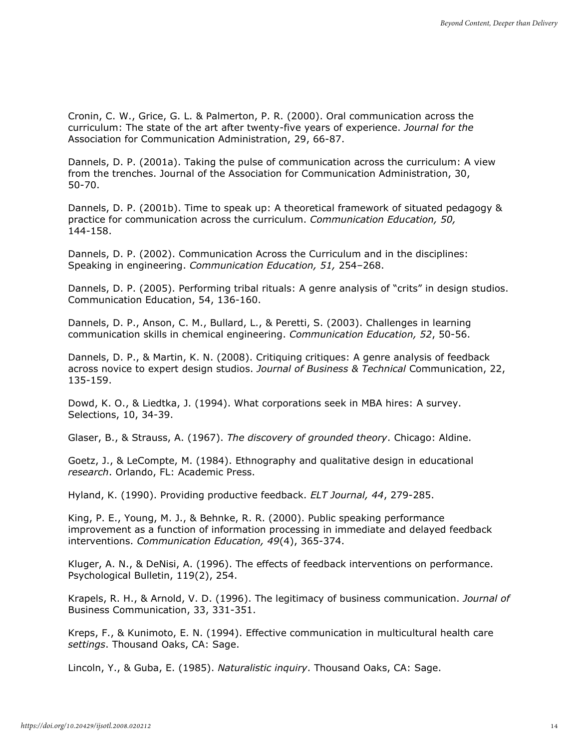Cronin, C. W., Grice, G. L. & Palmerton, P. R. (2000). Oral communication across the curriculum: The state of the art after twenty-five years of experience. *Journal for the* Association for Communication Administration, 29, 66-87.

Dannels, D. P. (2001a). Taking the pulse of communication across the curriculum: A view from the trenches. Journal of the Association for Communication Administration, 30, 50-70.

Dannels, D. P. (2001b). Time to speak up: A theoretical framework of situated pedagogy & practice for communication across the curriculum. *Communication Education, 50,* 144-158.

Dannels, D. P. (2002). Communication Across the Curriculum and in the disciplines: Speaking in engineering. *Communication Education, 51,* 254–268.

Dannels, D. P. (2005). Performing tribal rituals: A genre analysis of "crits" in design studios. Communication Education, 54, 136-160.

Dannels, D. P., Anson, C. M., Bullard, L., & Peretti, S. (2003). Challenges in learning communication skills in chemical engineering. *Communication Education, 52*, 50-56.

Dannels, D. P., & Martin, K. N. (2008). Critiquing critiques: A genre analysis of feedback across novice to expert design studios. *Journal of Business & Technical* Communication, 22, 135-159.

Dowd, K. O., & Liedtka, J. (1994). What corporations seek in MBA hires: A survey. Selections, 10, 34-39.

Glaser, B., & Strauss, A. (1967). *The discovery of grounded theory*. Chicago: Aldine.

Goetz, J., & LeCompte, M. (1984). Ethnography and qualitative design in educational *research*. Orlando, FL: Academic Press.

Hyland, K. (1990). Providing productive feedback. *ELT Journal, 44*, 279-285.

King, P. E., Young, M. J., & Behnke, R. R. (2000). Public speaking performance improvement as a function of information processing in immediate and delayed feedback interventions. *Communication Education, 49*(4), 365-374.

Kluger, A. N., & DeNisi, A. (1996). The effects of feedback interventions on performance. Psychological Bulletin, 119(2), 254.

Krapels, R. H., & Arnold, V. D. (1996). The legitimacy of business communication. *Journal of* Business Communication, 33, 331-351.

Kreps, F., & Kunimoto, E. N. (1994). Effective communication in multicultural health care *settings*. Thousand Oaks, CA: Sage.

Lincoln, Y., & Guba, E. (1985). *Naturalistic inquiry*. Thousand Oaks, CA: Sage.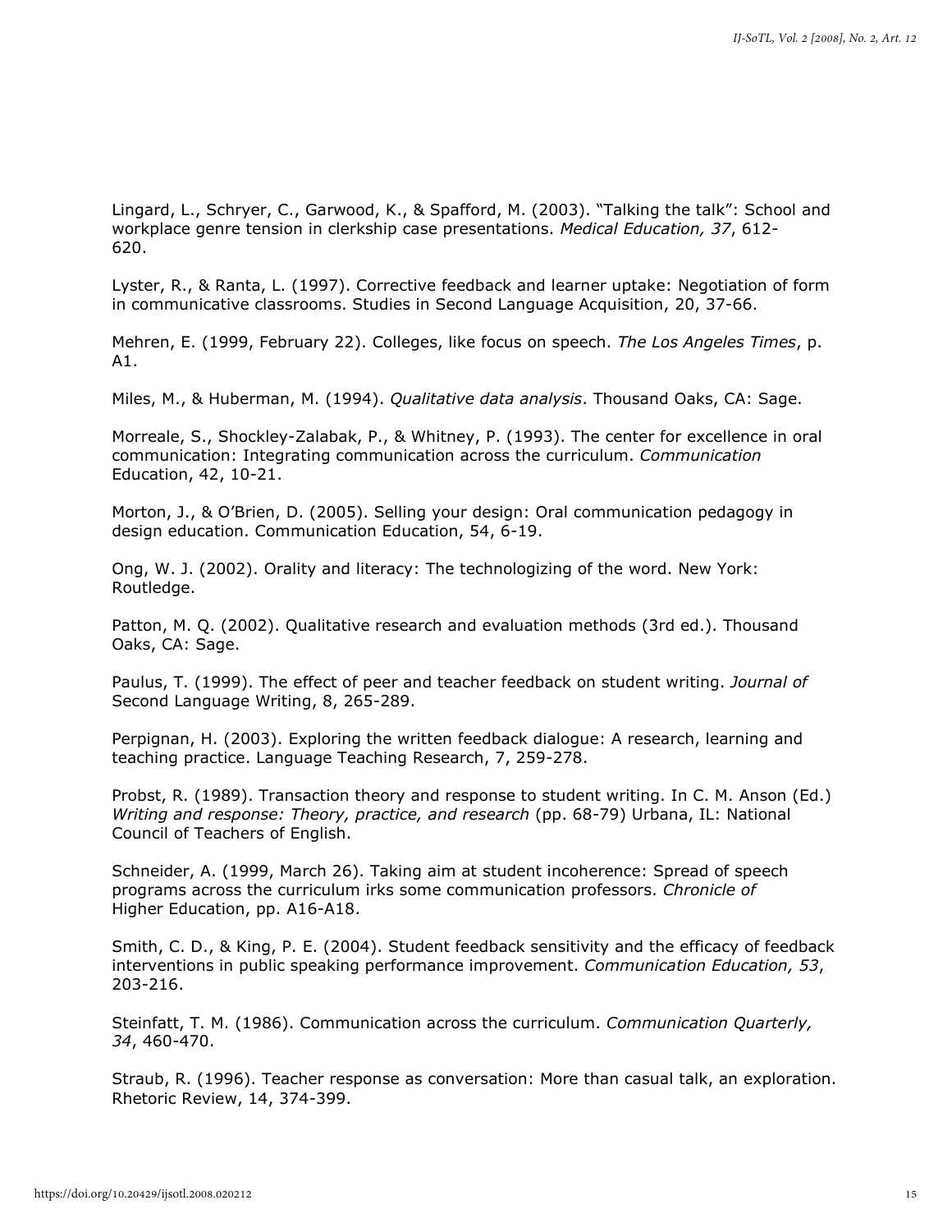Lingard, L., Schryer, C., Garwood, K., & Spafford, M. (2003). "Talking the talk": School and workplace genre tension in clerkship case presentations. *Medical Education, 37*, 612-620.

Lyster, R., & Ranta, L. (1997). Corrective feedback and learner uptake: Negotiation of form in communicative classrooms. Studies in Second Language Acquisition, 20, 37-66.

Mehren, E. (1999, February 22). Colleges, like focus on speech. *The Los Angeles Times*, p. A1.

Miles, M., & Huberman, M. (1994). *Qualitative data analysis*. Thousand Oaks, CA: Sage.

Morreale, S., Shockley-Zalabak, P., & Whitney, P. (1993). The center for excellence in oral communication: Integrating communication across the curriculum. *Communication* Education, 42, 10-21.

Morton, J., & O'Brien, D. (2005). Selling your design: Oral communication pedagogy in design education. Communication Education, 54, 6-19.

Ong, W. J. (2002). Orality and literacy: The technologizing of the word. New York: Routledge.

Patton, M. Q. (2002). Qualitative research and evaluation methods (3rd ed.). Thousand Oaks, CA: Sage.

Paulus, T. (1999). The effect of peer and teacher feedback on student writing. *Journal of* Second Language Writing, 8, 265-289.

Perpignan, H. (2003). Exploring the written feedback dialogue: A research, learning and teaching practice. Language Teaching Research, 7, 259-278.

Probst, R. (1989). Transaction theory and response to student writing. In C. M. Anson (Ed.) *Writing and response: Theory, practice, and research* (pp. 68-79) Urbana, IL: National Council of Teachers of English.

Schneider, A. (1999, March 26). Taking aim at student incoherence: Spread of speech programs across the curriculum irks some communication professors. *Chronicle of* Higher Education, pp. A16-A18.

Smith, C. D., & King, P. E. (2004). Student feedback sensitivity and the efficacy of feedback interventions in public speaking performance improvement. *Communication Education, 53*, 203-216.

Steinfatt, T. M. (1986). Communication across the curriculum. *Communication Quarterly, 34*, 460-470.

Straub, R. (1996). Teacher response as conversation: More than casual talk, an exploration. Rhetoric Review, 14, 374-399.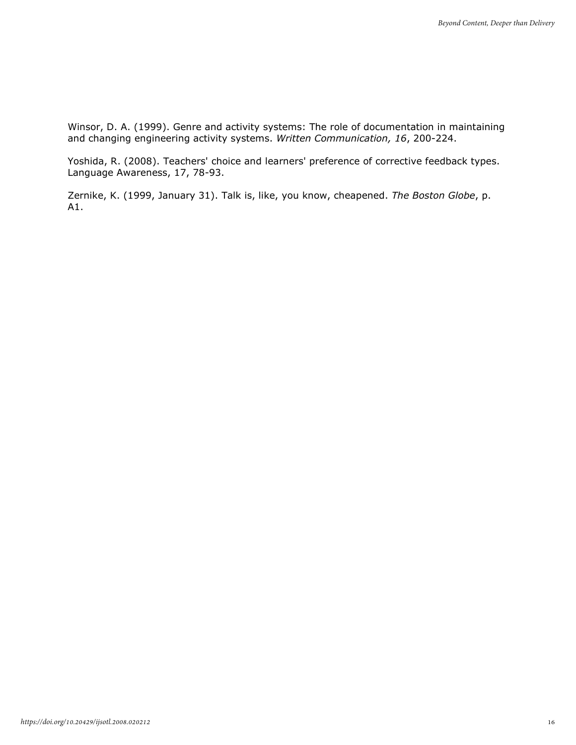Winsor, D. A. (1999). Genre and activity systems: The role of documentation in maintaining and changing engineering activity systems. *Written Communication, 16*, 200-224.

Yoshida, R. (2008). Teachers' choice and learners' preference of corrective feedback types. Language Awareness, 17, 78-93.

Zernike, K. (1999, January 31). Talk is, like, you know, cheapened. *The Boston Globe*, p. A1.